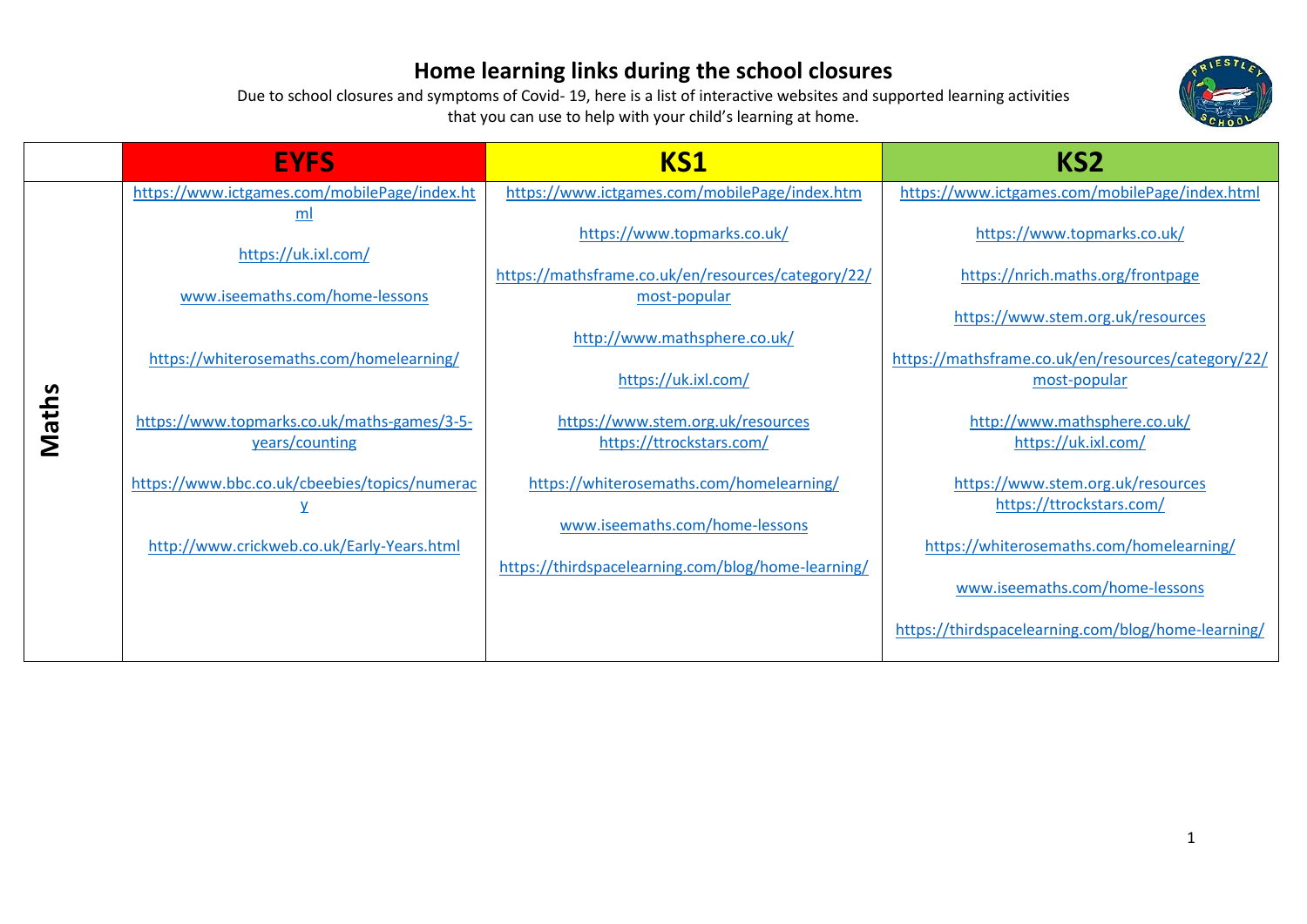# Home learning links during the school closures

Due to school closures and symptoms of Covid- 19, here is a list of interactive websites and supported learning activities that you can use to help with your child's learning at home.

| | EYFS | KS1 | KS2 |
|---|---|---|---|
| **Maths** | https://www.ictgames.com/mobilePage/index.html<br><br>https://uk.ixl.com/<br><br>www.iseemaths.com/home-lessons<br><br>https://whiterosemaths.com/homelearning/<br><br>https://www.topmarks.co.uk/maths-games/3-5-years/counting<br><br>https://www.bbc.co.uk/cbeebies/topics/numeracy<br><br>http://www.crickweb.co.uk/Early-Years.html | https://www.ictgames.com/mobilePage/index.htm<br><br>https://www.topmarks.co.uk/<br><br>https://mathsframe.co.uk/en/resources/category/22/most-popular<br><br>http://www.mathsphere.co.uk/<br><br>https://uk.ixl.com/<br><br>https://www.stem.org.uk/resources<br>https://ttrockstars.com/<br><br>https://whiterosemaths.com/homelearning/<br><br>www.iseemaths.com/home-lessons<br><br>https://thirdspacelearning.com/blog/home-learning/ | https://www.ictgames.com/mobilePage/index.html<br><br>https://www.topmarks.co.uk/<br><br>https://nrich.maths.org/frontpage<br><br>https://www.stem.org.uk/resources<br><br>https://mathsframe.co.uk/en/resources/category/22/most-popular<br><br>http://www.mathsphere.co.uk/<br>https://uk.ixl.com/<br><br>https://www.stem.org.uk/resources<br>https://ttrockstars.com/<br><br>https://whiterosemaths.com/homelearning/<br><br>www.iseemaths.com/home-lessons<br><br>https://thirdspacelearning.com/blog/home-learning/ |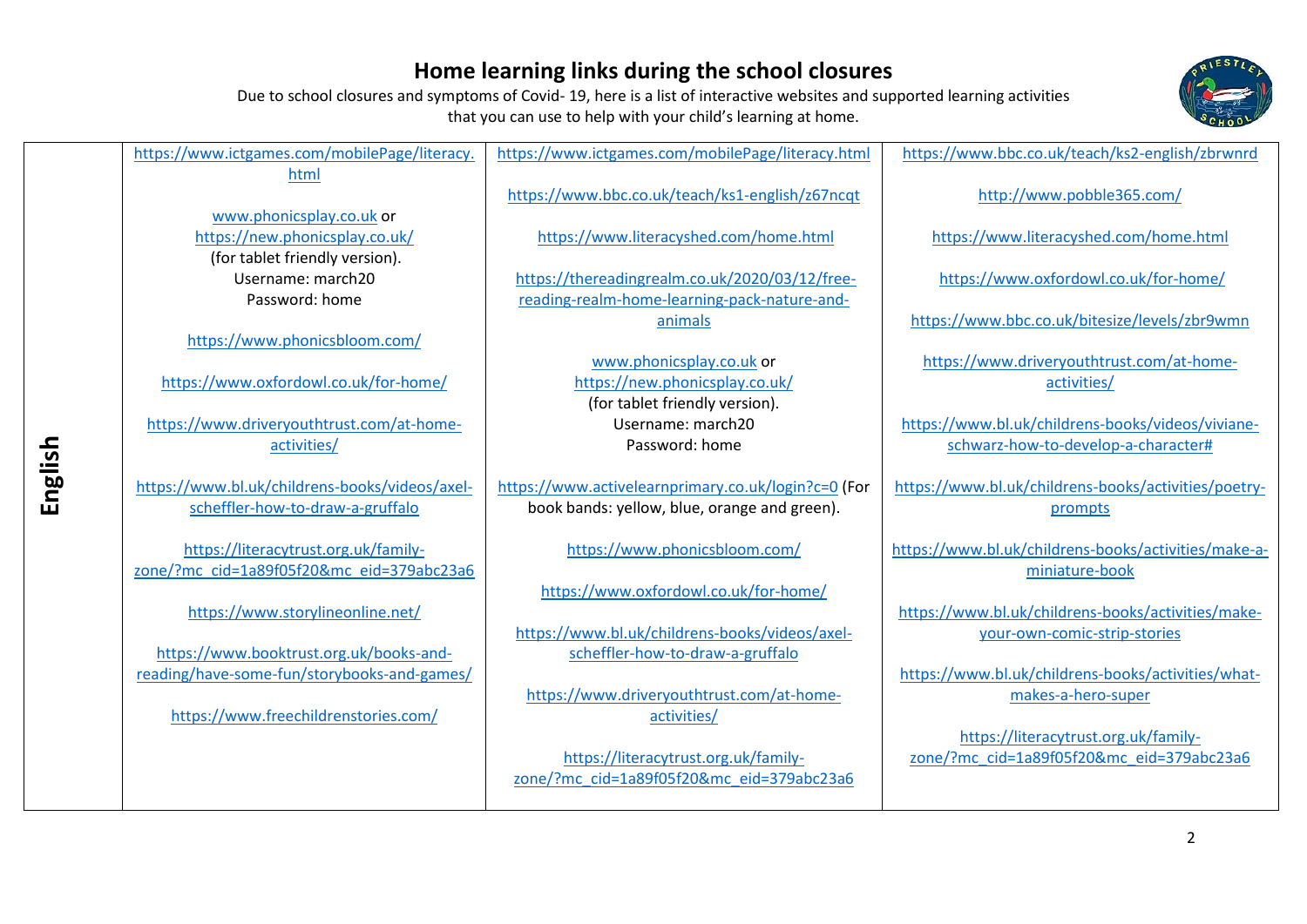# Home learning links during the school closures

Due to school closures and symptoms of Covid- 19, here is a list of interactive websites and supported learning activities that you can use to help with your child's learning at home.

| English | | | |
|---|---|---|---|
| **English** | https://www.ictgames.com/mobilePage/literacy.html<br><br>www.phonicsplay.co.uk or https://new.phonicsplay.co.uk/ (for tablet friendly version).<br>Username: march20<br>Password: home<br><br>https://www.phonicsbloom.com/<br><br>https://www.oxfordowl.co.uk/for-home/<br><br>https://www.driveryouthtrust.com/at-home-activities/<br><br>https://www.bl.uk/childrens-books/videos/axel-scheffler-how-to-draw-a-gruffalo<br><br>https://literacytrust.org.uk/family-zone/?mc_cid=1a89f05f20&mc_eid=379abc23a6<br><br>https://www.storylineonline.net/<br><br>https://www.booktrust.org.uk/books-and-reading/have-some-fun/storybooks-and-games/<br><br>https://www.freechildrenstories.com/ | https://www.ictgames.com/mobilePage/literacy.html<br><br>https://www.bbc.co.uk/teach/ks1-english/z67ncqt<br><br>https://www.literacyshed.com/home.html<br><br>https://thereadingrealm.co.uk/2020/03/12/free-reading-realm-home-learning-pack-nature-and-animals<br><br>www.phonicsplay.co.uk or https://new.phonicsplay.co.uk/ (for tablet friendly version).<br>Username: march20<br>Password: home<br><br>https://www.activelearnprimary.co.uk/login?c=0 (For book bands: yellow, blue, orange and green).<br><br>https://www.phonicsbloom.com/<br><br>https://www.oxfordowl.co.uk/for-home/<br><br>https://www.bl.uk/childrens-books/videos/axel-scheffler-how-to-draw-a-gruffalo<br><br>https://www.driveryouthtrust.com/at-home-activities/<br><br>https://literacytrust.org.uk/family-zone/?mc_cid=1a89f05f20&mc_eid=379abc23a6 | https://www.bbc.co.uk/teach/ks2-english/zbrwnrd<br><br>http://www.pobble365.com/<br><br>https://www.literacyshed.com/home.html<br><br>https://www.oxfordowl.co.uk/for-home/<br><br>https://www.bbc.co.uk/bitesize/levels/zbr9wmn<br><br>https://www.driveryouthtrust.com/at-home-activities/<br><br>https://www.bl.uk/childrens-books/videos/viviane-schwarz-how-to-develop-a-character#<br><br>https://www.bl.uk/childrens-books/activities/poetry-prompts<br><br>https://www.bl.uk/childrens-books/activities/make-a-miniature-book<br><br>https://www.bl.uk/childrens-books/activities/make-your-own-comic-strip-stories<br><br>https://www.bl.uk/childrens-books/activities/what-makes-a-hero-super<br><br>https://literacytrust.org.uk/family-zone/?mc_cid=1a89f05f20&mc_eid=379abc23a6 |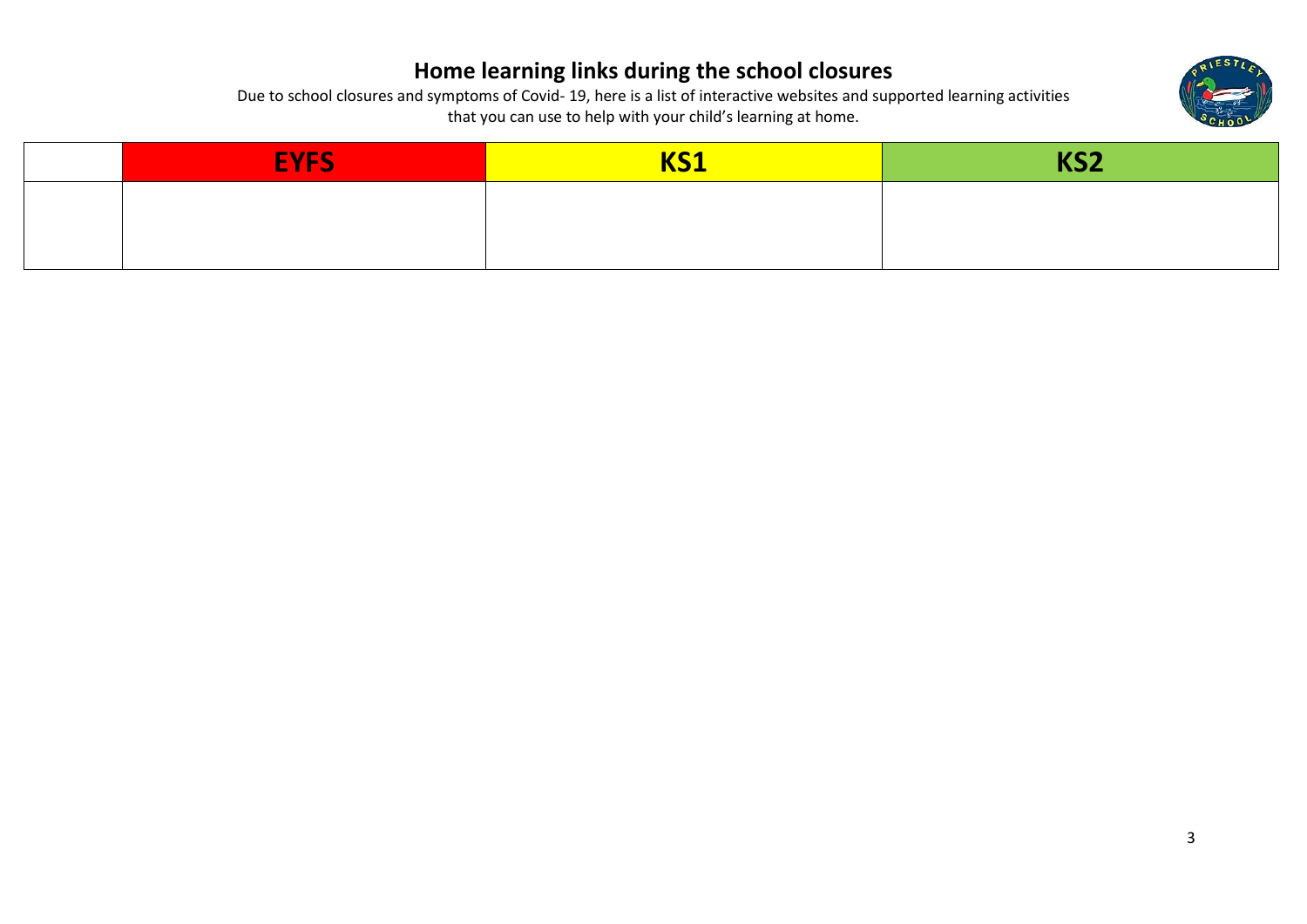# Home learning links during the school closures

Due to school closures and symptoms of Covid- 19, here is a list of interactive websites and supported learning activities that you can use to help with your child's learning at home.

| | EYFS | KS1 | KS2 |
|---|---|---|---|
| | | | |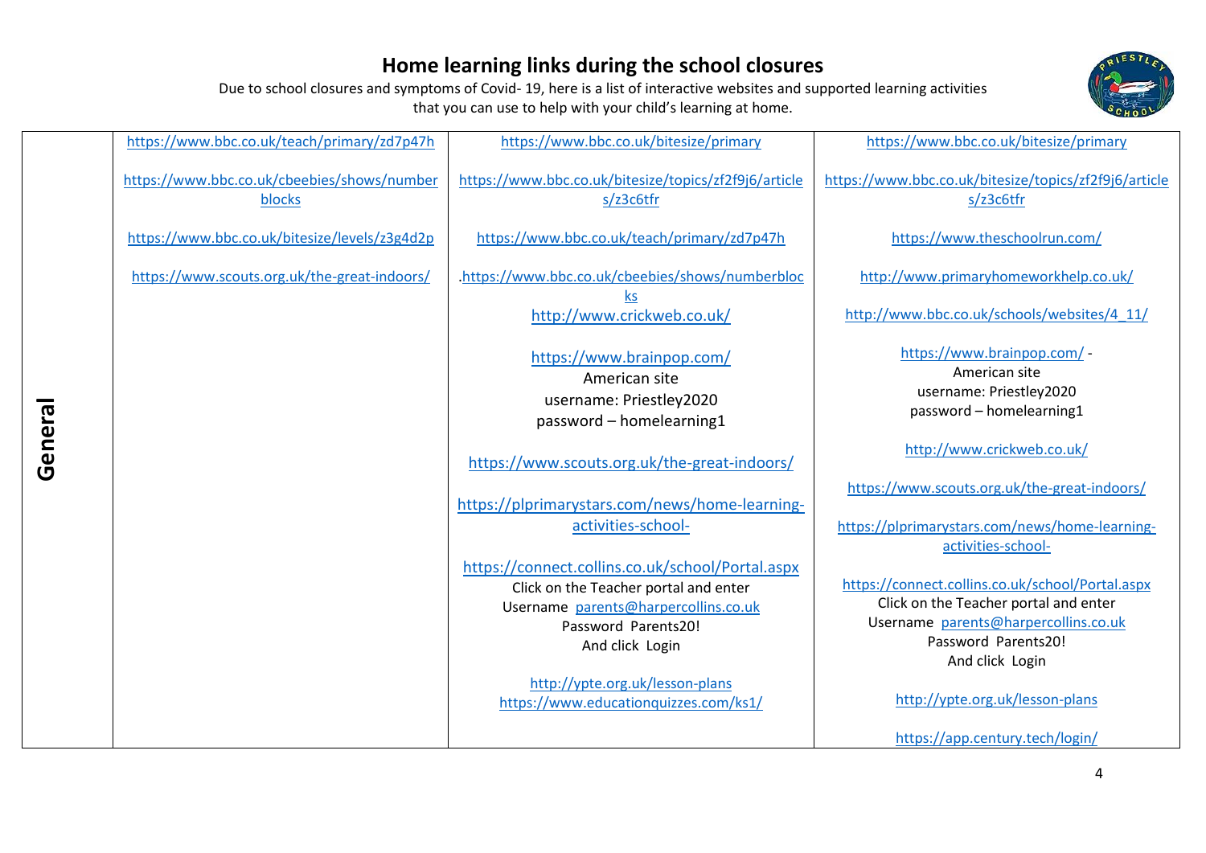# Home learning links during the school closures

Due to school closures and symptoms of Covid- 19, here is a list of interactive websites and supported learning activities that you can use to help with your child's learning at home.

| | | | |
|---|---|---|---|
| **General** | https://www.bbc.co.uk/teach/primary/zd7p47h<br><br>https://www.bbc.co.uk/cbeebies/shows/numberblocks<br><br>https://www.bbc.co.uk/bitesize/levels/z3g4d2p<br><br>https://www.scouts.org.uk/the-great-indoors/ | https://www.bbc.co.uk/bitesize/primary<br><br>https://www.bbc.co.uk/bitesize/topics/zf2f9j6/articles/z3c6tfr<br><br>https://www.bbc.co.uk/teach/primary/zd7p47h<br><br>.https://www.bbc.co.uk/cbeebies/shows/numberblocks<br>http://www.crickweb.co.uk/<br><br>https://www.brainpop.com/<br>American site<br>username: Priestley2020<br>password – homelearning1<br><br>https://www.scouts.org.uk/the-great-indoors/<br><br>https://plprimarystars.com/news/home-learning-activities-school-<br><br>https://connect.collins.co.uk/school/Portal.aspx<br>Click on the Teacher portal and enter<br>Username parents@harpercollins.co.uk<br>Password Parents20!<br>And click Login<br><br>http://ypte.org.uk/lesson-plans<br>https://www.educationquizzes.com/ks1/ | https://www.bbc.co.uk/bitesize/primary<br><br>https://www.bbc.co.uk/bitesize/topics/zf2f9j6/articles/z3c6tfr<br><br>https://www.theschoolrun.com/<br><br>http://www.primaryhomeworkhelp.co.uk/<br><br>http://www.bbc.co.uk/schools/websites/4_11/<br><br>https://www.brainpop.com/ -<br>American site<br>username: Priestley2020<br>password – homelearning1<br><br>http://www.crickweb.co.uk/<br><br>https://www.scouts.org.uk/the-great-indoors/<br><br>https://plprimarystars.com/news/home-learning-activities-school-<br><br>https://connect.collins.co.uk/school/Portal.aspx<br>Click on the Teacher portal and enter<br>Username parents@harpercollins.co.uk<br>Password Parents20!<br>And click Login<br><br>http://ypte.org.uk/lesson-plans<br><br>https://app.century.tech/login/ |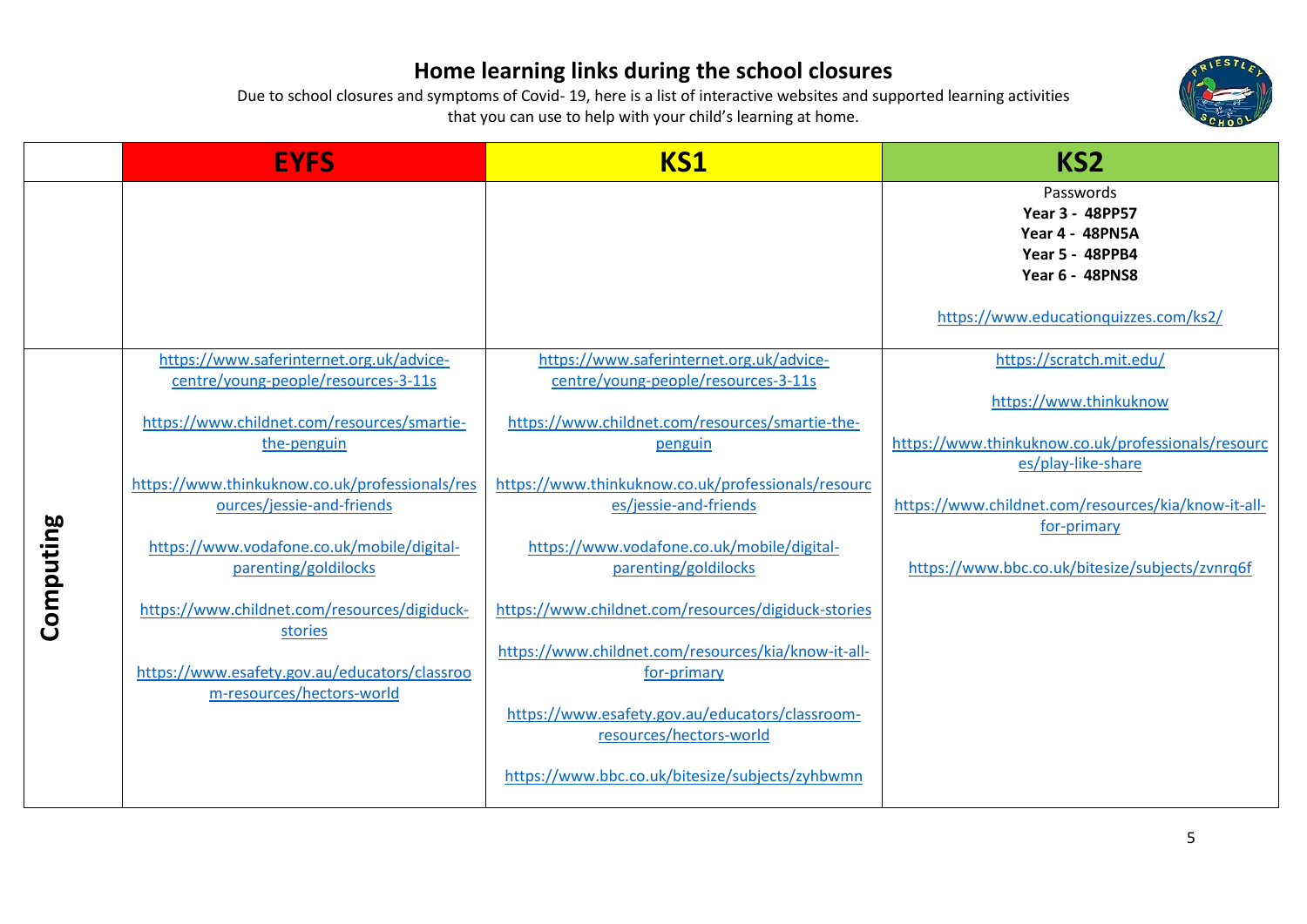# Home learning links during the school closures

Due to school closures and symptoms of Covid- 19, here is a list of interactive websites and supported learning activities that you can use to help with your child's learning at home.

| | EYFS | KS1 | KS2 |
|---|---|---|---|
| | | | Passwords<br>**Year 3 - 48PP57**<br>**Year 4 - 48PN5A**<br>**Year 5 - 48PPB4**<br>**Year 6 - 48PNS8**<br><br>https://www.educationquizzes.com/ks2/ |
| **Computing** | https://www.saferinternet.org.uk/advice-centre/young-people/resources-3-11s<br><br>https://www.childnet.com/resources/smartie-the-penguin<br><br>https://www.thinkuknow.co.uk/professionals/resources/jessie-and-friends<br><br>https://www.vodafone.co.uk/mobile/digital-parenting/goldilocks<br><br>https://www.childnet.com/resources/digiduck-stories<br><br>https://www.esafety.gov.au/educators/classroom-resources/hectors-world | https://www.saferinternet.org.uk/advice-centre/young-people/resources-3-11s<br><br>https://www.childnet.com/resources/smartie-the-penguin<br><br>https://www.thinkuknow.co.uk/professionals/resources/jessie-and-friends<br><br>https://www.vodafone.co.uk/mobile/digital-parenting/goldilocks<br><br>https://www.childnet.com/resources/digiduck-stories<br><br>https://www.childnet.com/resources/kia/know-it-all-for-primary<br><br>https://www.esafety.gov.au/educators/classroom-resources/hectors-world<br><br>https://www.bbc.co.uk/bitesize/subjects/zyhbwmn | https://scratch.mit.edu/<br><br>https://www.thinkuknow<br><br>https://www.thinkuknow.co.uk/professionals/resources/play-like-share<br><br>https://www.childnet.com/resources/kia/know-it-all-for-primary<br><br>https://www.bbc.co.uk/bitesize/subjects/zvnrq6f |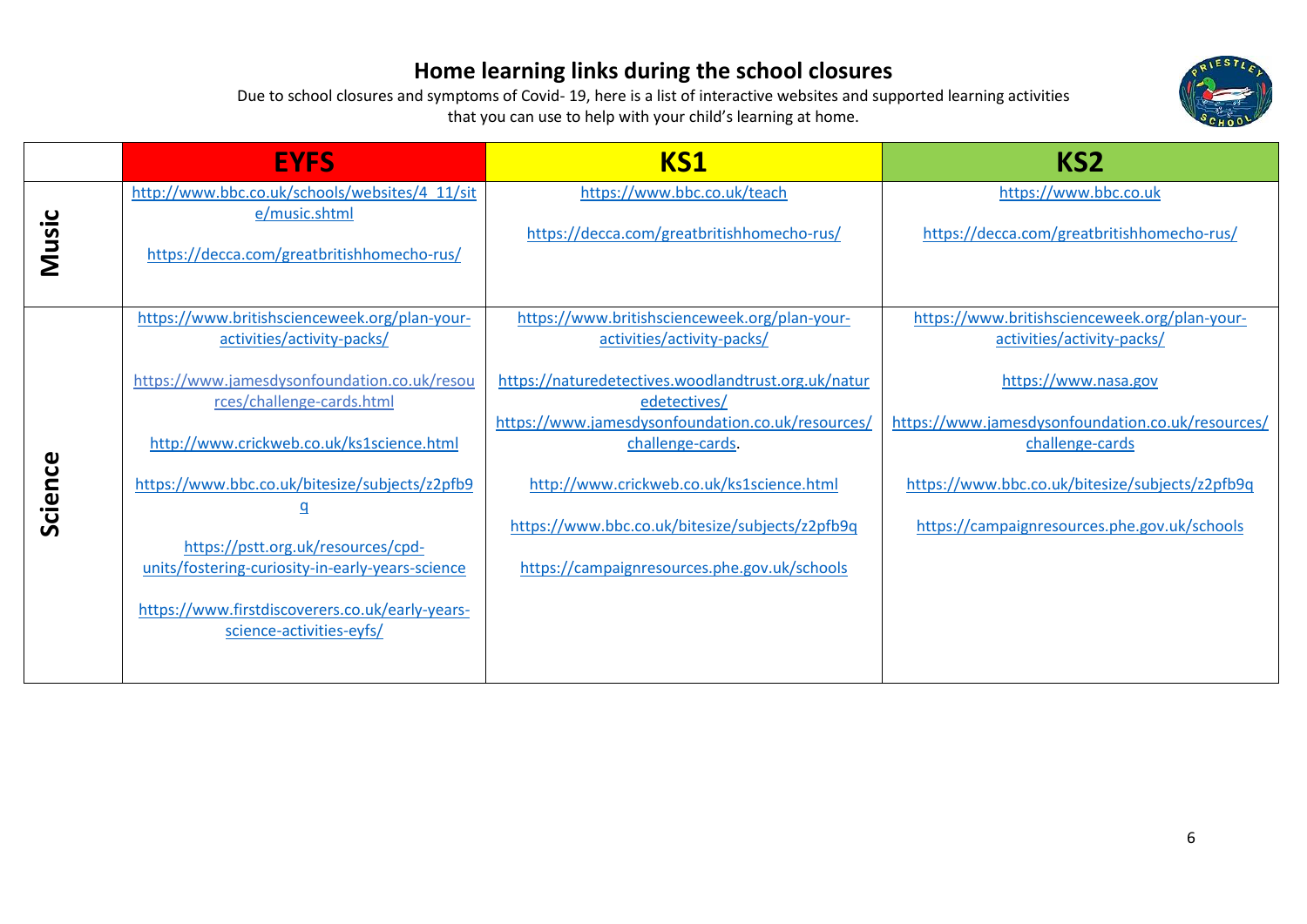# Home learning links during the school closures

Due to school closures and symptoms of Covid- 19, here is a list of interactive websites and supported learning activities that you can use to help with your child's learning at home.

| | EYFS | KS1 | KS2 |
|---|---|---|---|
| **Music** | http://www.bbc.co.uk/schools/websites/4_11/site/music.shtml<br><br>https://decca.com/greatbritishhomecho-rus/ | https://www.bbc.co.uk/teach<br><br>https://decca.com/greatbritishhomecho-rus/ | https://www.bbc.co.uk<br><br>https://decca.com/greatbritishhomecho-rus/ |
| **Science** | https://www.britishscienceweek.org/plan-your-activities/activity-packs/<br><br>https://www.jamesdysonfoundation.co.uk/resources/challenge-cards.html<br><br>http://www.crickweb.co.uk/ks1science.html<br><br>https://www.bbc.co.uk/bitesize/subjects/z2pfb9q<br><br>https://pstt.org.uk/resources/cpd-units/fostering-curiosity-in-early-years-science<br><br>https://www.firstdiscoverers.co.uk/early-years-science-activities-eyfs/ | https://www.britishscienceweek.org/plan-your-activities/activity-packs/<br><br>https://naturedetectives.woodlandtrust.org.uk/naturedetectives/<br>https://www.jamesdysonfoundation.co.uk/resources/challenge-cards.<br><br>http://www.crickweb.co.uk/ks1science.html<br><br>https://www.bbc.co.uk/bitesize/subjects/z2pfb9q<br><br>https://campaignresources.phe.gov.uk/schools | https://www.britishscienceweek.org/plan-your-activities/activity-packs/<br><br>https://www.nasa.gov<br><br>https://www.jamesdysonfoundation.co.uk/resources/challenge-cards<br><br>https://www.bbc.co.uk/bitesize/subjects/z2pfb9q<br><br>https://campaignresources.phe.gov.uk/schools |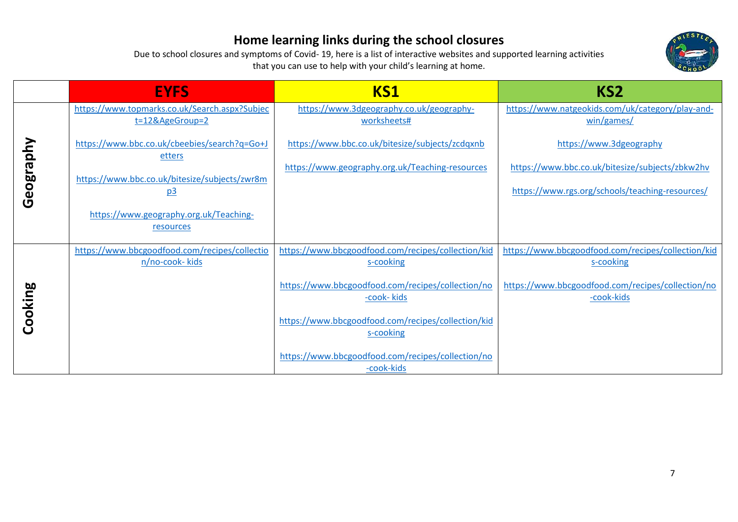# Home learning links during the school closures

Due to school closures and symptoms of Covid- 19, here is a list of interactive websites and supported learning activities that you can use to help with your child's learning at home.

| | EYFS | KS1 | KS2 |
|---|---|---|---|
| **Geography** | https://www.topmarks.co.uk/Search.aspx?Subject=12&AgeGroup=2<br><br>https://www.bbc.co.uk/cbeebies/search?q=Go+Jetters<br><br>https://www.bbc.co.uk/bitesize/subjects/zwr8mp3<br><br>https://www.geography.org.uk/Teaching-resources | https://www.3dgeography.co.uk/geography-worksheets#<br><br>https://www.bbc.co.uk/bitesize/subjects/zcdqxnb<br><br>https://www.geography.org.uk/Teaching-resources | https://www.natgeokids.com/uk/category/play-and-win/games/<br><br>https://www.3dgeography<br><br>https://www.bbc.co.uk/bitesize/subjects/zbkw2hv<br><br>https://www.rgs.org/schools/teaching-resources/ |
| **Cooking** | https://www.bbcgoodfood.com/recipes/collection/no-cook- kids | https://www.bbcgoodfood.com/recipes/collection/kids-cooking<br><br>https://www.bbcgoodfood.com/recipes/collection/no-cook- kids<br><br>https://www.bbcgoodfood.com/recipes/collection/kids-cooking<br><br>https://www.bbcgoodfood.com/recipes/collection/no-cook-kids | https://www.bbcgoodfood.com/recipes/collection/kids-cooking<br><br>https://www.bbcgoodfood.com/recipes/collection/no-cook-kids |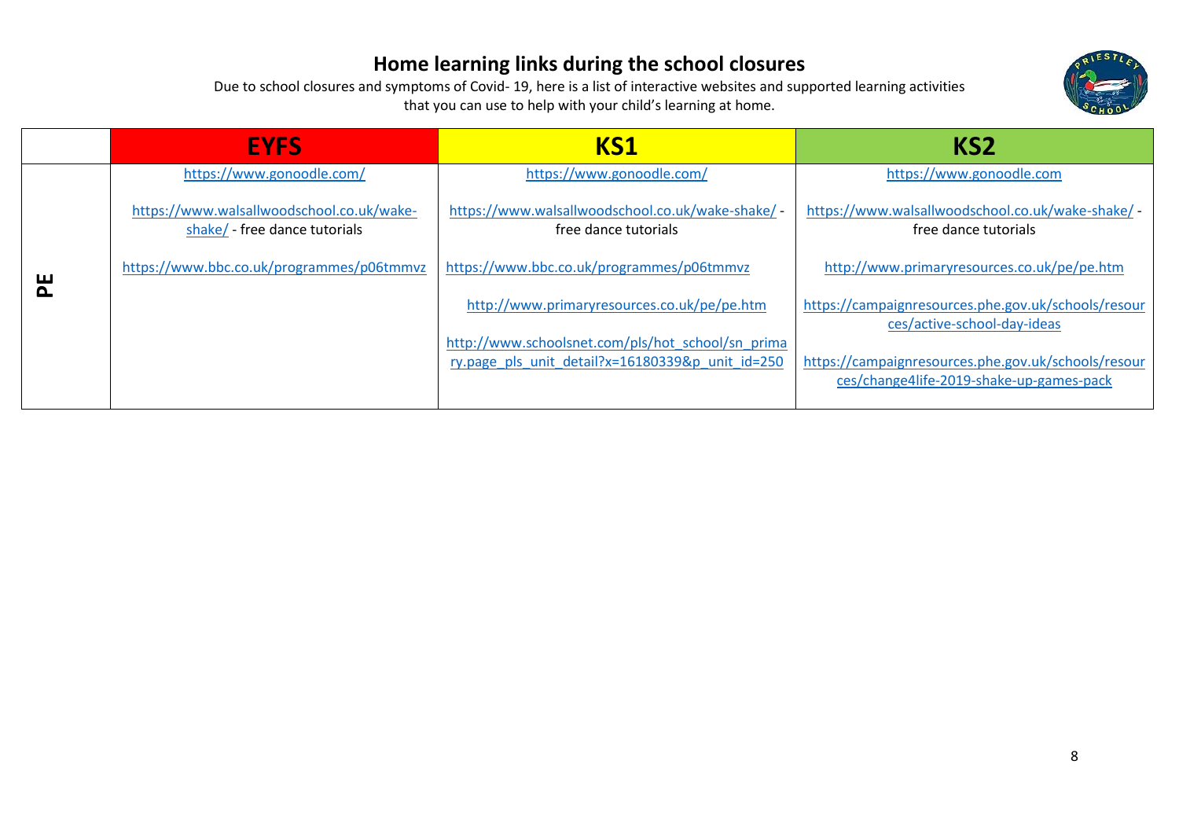# Home learning links during the school closures

Due to school closures and symptoms of Covid- 19, here is a list of interactive websites and supported learning activities that you can use to help with your child's learning at home.

| | EYFS | KS1 | KS2 |
|---|---|---|---|
| **PE** | https://www.gonoodle.com/<br><br>https://www.walsallwoodschool.co.uk/wake-shake/ - free dance tutorials<br><br>https://www.bbc.co.uk/programmes/p06tmmvz | https://www.gonoodle.com/<br><br>https://www.walsallwoodschool.co.uk/wake-shake/ - free dance tutorials<br><br>https://www.bbc.co.uk/programmes/p06tmmvz<br><br>http://www.primaryresources.co.uk/pe/pe.htm<br><br>http://www.schoolsnet.com/pls/hot_school/sn_primary.page_pls_unit_detail?x=16180339&p_unit_id=250 | https://www.gonoodle.com<br><br>https://www.walsallwoodschool.co.uk/wake-shake/ - free dance tutorials<br><br>http://www.primaryresources.co.uk/pe/pe.htm<br><br>https://campaignresources.phe.gov.uk/schools/resources/active-school-day-ideas<br><br>https://campaignresources.phe.gov.uk/schools/resources/change4life-2019-shake-up-games-pack |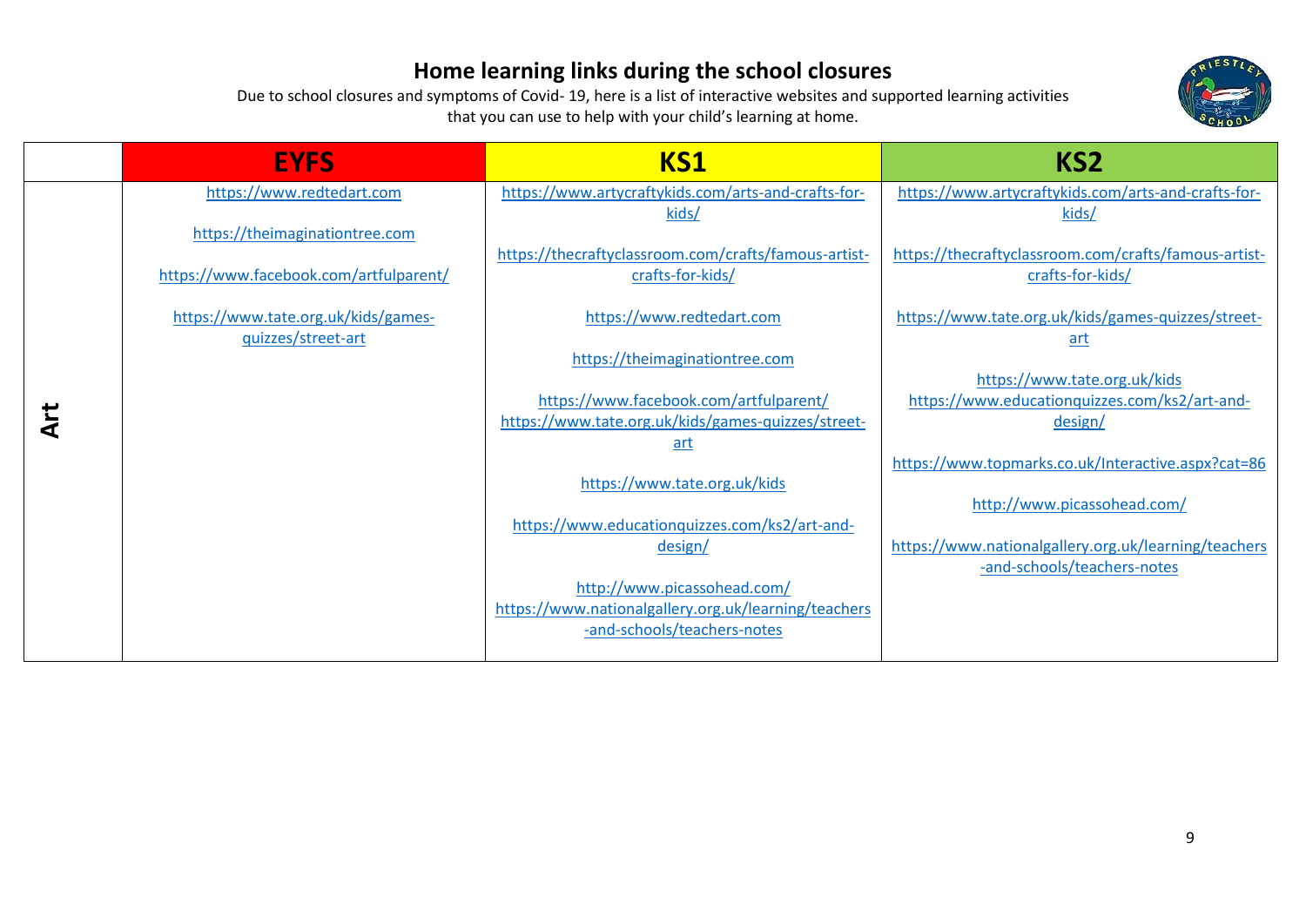# Home learning links during the school closures

Due to school closures and symptoms of Covid- 19, here is a list of interactive websites and supported learning activities that you can use to help with your child's learning at home.

| | EYFS | KS1 | KS2 |
|---|---|---|---|
| **Art** | https://www.redtedart.com<br><br>https://theimaginationtree.com<br><br>https://www.facebook.com/artfulparent/<br><br>https://www.tate.org.uk/kids/games-quizzes/street-art | https://www.artycraftykids.com/arts-and-crafts-for-kids/<br><br>https://thecraftyclassroom.com/crafts/famous-artist-crafts-for-kids/<br><br>https://www.redtedart.com<br><br>https://theimaginationtree.com<br><br>https://www.facebook.com/artfulparent/<br>https://www.tate.org.uk/kids/games-quizzes/street-art<br><br>https://www.tate.org.uk/kids<br><br>https://www.educationquizzes.com/ks2/art-and-design/<br><br>http://www.picassohead.com/<br>https://www.nationalgallery.org.uk/learning/teachers-and-schools/teachers-notes | https://www.artycraftykids.com/arts-and-crafts-for-kids/<br><br>https://thecraftyclassroom.com/crafts/famous-artist-crafts-for-kids/<br><br>https://www.tate.org.uk/kids/games-quizzes/street-art<br><br>https://www.tate.org.uk/kids<br>https://www.educationquizzes.com/ks2/art-and-design/<br><br>https://www.topmarks.co.uk/Interactive.aspx?cat=86<br><br>http://www.picassohead.com/<br><br>https://www.nationalgallery.org.uk/learning/teachers-and-schools/teachers-notes |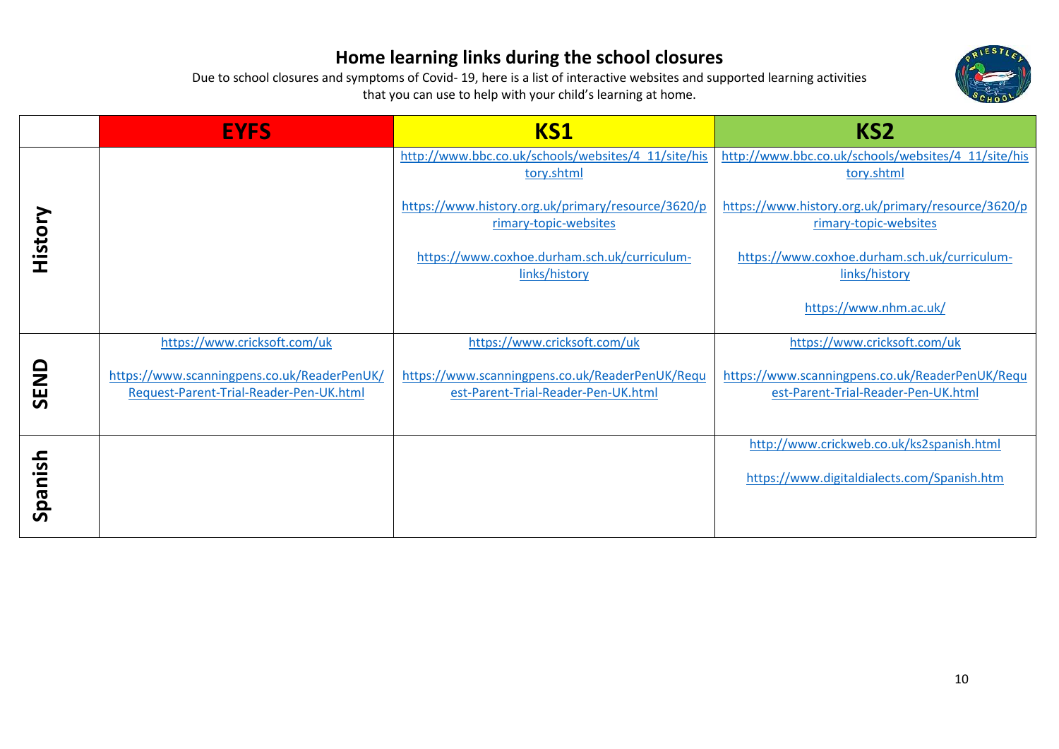# Home learning links during the school closures

Due to school closures and symptoms of Covid- 19, here is a list of interactive websites and supported learning activities that you can use to help with your child's learning at home.

| | EYFS | KS1 | KS2 |
|---|---|---|---|
| History | | http://www.bbc.co.uk/schools/websites/4_11/site/history.shtml<br><br>https://www.history.org.uk/primary/resource/3620/primary-topic-websites<br><br>https://www.coxhoe.durham.sch.uk/curriculum-links/history | http://www.bbc.co.uk/schools/websites/4_11/site/history.shtml<br><br>https://www.history.org.uk/primary/resource/3620/primary-topic-websites<br><br>https://www.coxhoe.durham.sch.uk/curriculum-links/history<br><br>https://www.nhm.ac.uk/ |
| SEND | https://www.cricksoft.com/uk<br><br>https://www.scanningpens.co.uk/ReaderPenUK/Request-Parent-Trial-Reader-Pen-UK.html | https://www.cricksoft.com/uk<br><br>https://www.scanningpens.co.uk/ReaderPenUK/Request-Parent-Trial-Reader-Pen-UK.html | https://www.cricksoft.com/uk<br><br>https://www.scanningpens.co.uk/ReaderPenUK/Request-Parent-Trial-Reader-Pen-UK.html |
| Spanish | | | http://www.crickweb.co.uk/ks2spanish.html<br><br>https://www.digitaldialects.com/Spanish.htm |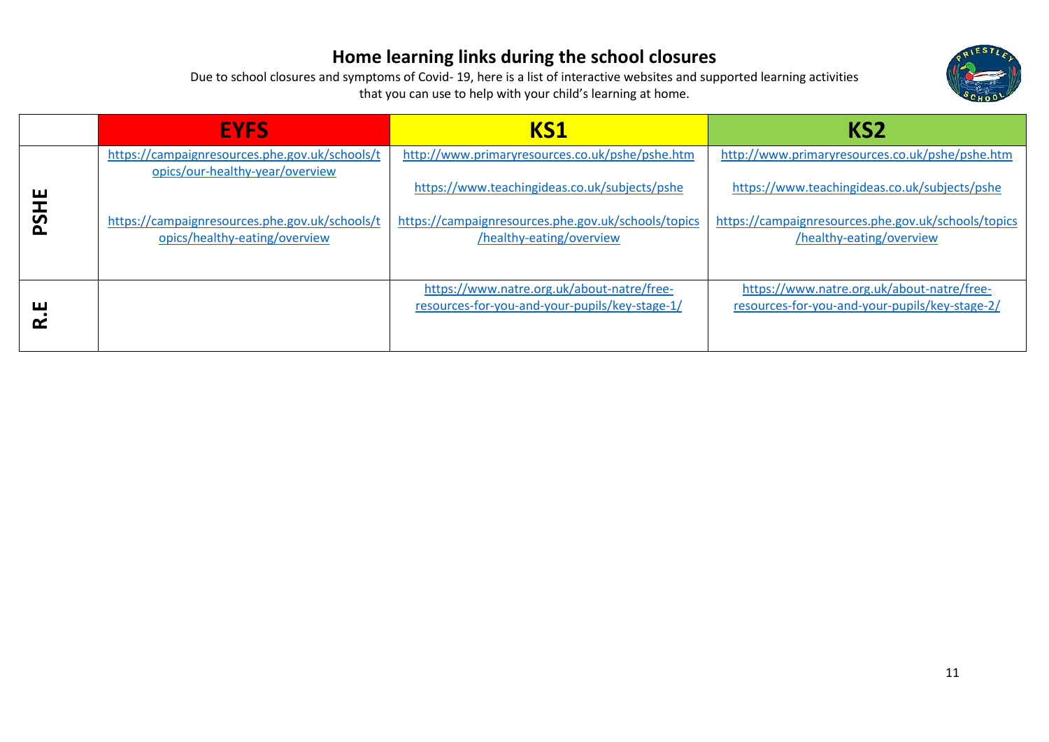# Home learning links during the school closures

Due to school closures and symptoms of Covid- 19, here is a list of interactive websites and supported learning activities that you can use to help with your child's learning at home.

| | EYFS | KS1 | KS2 |
|---|---|---|---|
| **PSHE** | https://campaignresources.phe.gov.uk/schools/topics/our-healthy-year/overview<br><br>https://campaignresources.phe.gov.uk/schools/topics/healthy-eating/overview | http://www.primaryresources.co.uk/pshe/pshe.htm<br><br>https://www.teachingideas.co.uk/subjects/pshe<br><br>https://campaignresources.phe.gov.uk/schools/topics/healthy-eating/overview | http://www.primaryresources.co.uk/pshe/pshe.htm<br><br>https://www.teachingideas.co.uk/subjects/pshe<br><br>https://campaignresources.phe.gov.uk/schools/topics/healthy-eating/overview |
| **R.E** | | https://www.natre.org.uk/about-natre/free-resources-for-you-and-your-pupils/key-stage-1/ | https://www.natre.org.uk/about-natre/free-resources-for-you-and-your-pupils/key-stage-2/ |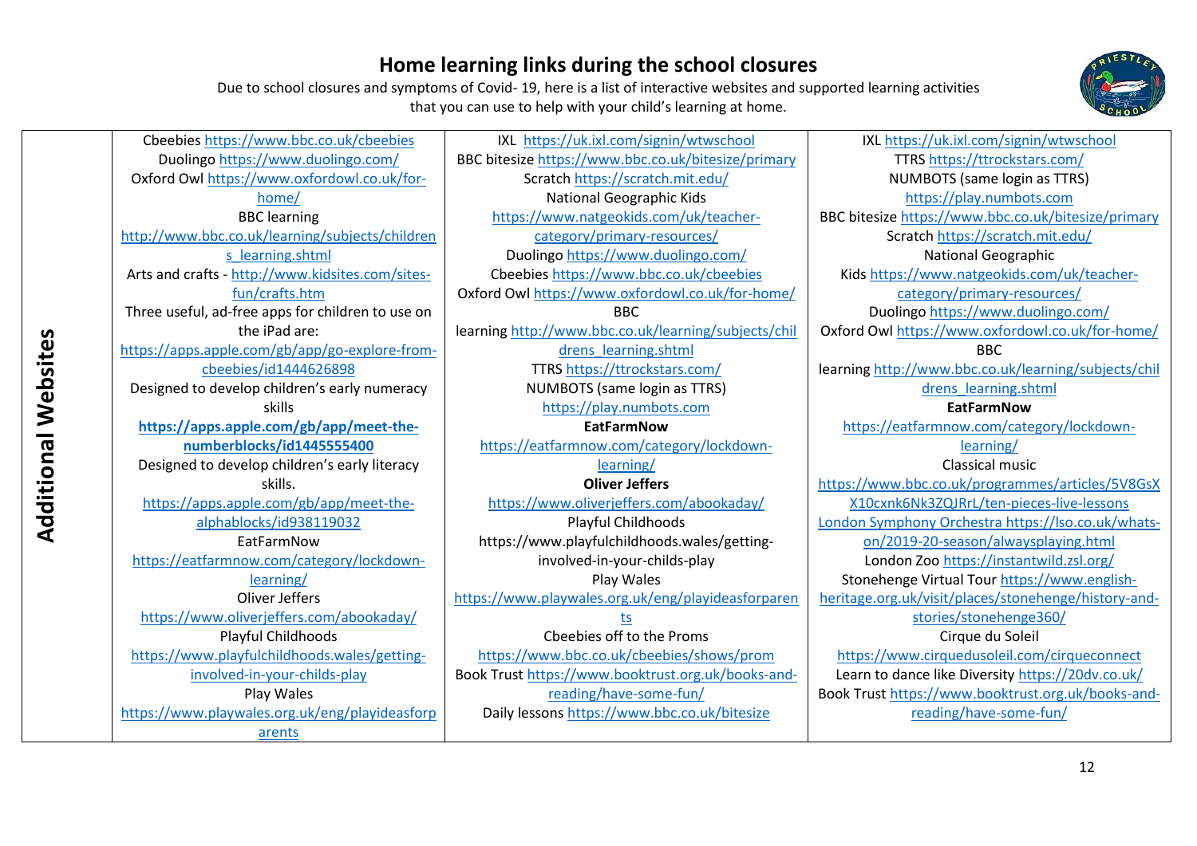# Home learning links during the school closures

Due to school closures and symptoms of Covid- 19, here is a list of interactive websites and supported learning activities that you can use to help with your child's learning at home.

| **Additional Websites** | | | |
|---|---|---|---|
| | Cbeebies https://www.bbc.co.uk/cbeebies<br>Duolingo https://www.duolingo.com/<br>Oxford Owl https://www.oxfordowl.co.uk/for-home/<br>BBC learning<br>http://www.bbc.co.uk/learning/subjects/childrens_learning.shtml<br>Arts and crafts - http://www.kidsites.com/sites-fun/crafts.htm<br>Three useful, ad-free apps for children to use on the iPad are:<br>https://apps.apple.com/gb/app/go-explore-from-cbeebies/id1444626898<br>Designed to develop children's early numeracy skills<br>**https://apps.apple.com/gb/app/meet-the-numberblocks/id1445555400**<br>Designed to develop children's early literacy skills.<br>https://apps.apple.com/gb/app/meet-the-alphablocks/id938119032<br>EatFarmNow<br>https://eatfarmnow.com/category/lockdown-learning/<br>Oliver Jeffers<br>https://www.oliverjeffers.com/abookaday/<br>Playful Childhoods<br>https://www.playfulchildhoods.wales/getting-involved-in-your-childs-play<br>Play Wales<br>https://www.playwales.org.uk/eng/playideasforparents | IXL https://uk.ixl.com/signin/wtwschool<br>BBC bitesize https://www.bbc.co.uk/bitesize/primary<br>Scratch https://scratch.mit.edu/<br>National Geographic Kids<br>https://www.natgeokids.com/uk/teacher-category/primary-resources/<br>Duolingo https://www.duolingo.com/<br>Cbeebies https://www.bbc.co.uk/cbeebies<br>Oxford Owl https://www.oxfordowl.co.uk/for-home/<br>BBC learning http://www.bbc.co.uk/learning/subjects/childrens_learning.shtml<br>TTRS https://ttrockstars.com/<br>NUMBOTS (same login as TTRS)<br>https://play.numbots.com<br>**EatFarmNow**<br>https://eatfarmnow.com/category/lockdown-learning/<br>**Oliver Jeffers**<br>https://www.oliverjeffers.com/abookaday/<br>Playful Childhoods<br>https://www.playfulchildhoods.wales/getting-involved-in-your-childs-play<br>Play Wales<br>https://www.playwales.org.uk/eng/playideasforparents<br>Cbeebies off to the Proms<br>https://www.bbc.co.uk/cbeebies/shows/prom<br>Book Trust https://www.booktrust.org.uk/books-and-reading/have-some-fun/<br>Daily lessons https://www.bbc.co.uk/bitesize | IXL https://uk.ixl.com/signin/wtwschool<br>TTRS https://ttrockstars.com/<br>NUMBOTS (same login as TTRS)<br>https://play.numbots.com<br>BBC bitesize https://www.bbc.co.uk/bitesize/primary<br>Scratch https://scratch.mit.edu/<br>National Geographic Kids https://www.natgeokids.com/uk/teacher-category/primary-resources/<br>Duolingo https://www.duolingo.com/<br>Oxford Owl https://www.oxfordowl.co.uk/for-home/<br>BBC learning http://www.bbc.co.uk/learning/subjects/childrens_learning.shtml<br>**EatFarmNow**<br>https://eatfarmnow.com/category/lockdown-learning/<br>Classical music<br>https://www.bbc.co.uk/programmes/articles/5V8GsXX10cxnk6Nk3ZQJRrL/ten-pieces-live-lessons<br>London Symphony Orchestra https://lso.co.uk/whats-on/2019-20-season/alwaysplaying.html<br>London Zoo https://instantwild.zsl.org/<br>Stonehenge Virtual Tour https://www.english-heritage.org.uk/visit/places/stonehenge/history-and-stories/stonehenge360/<br>Cirque du Soleil<br>https://www.cirquedusoleil.com/cirqueconnect<br>Learn to dance like Diversity https://20dv.co.uk/<br>Book Trust https://www.booktrust.org.uk/books-and-reading/have-some-fun/ |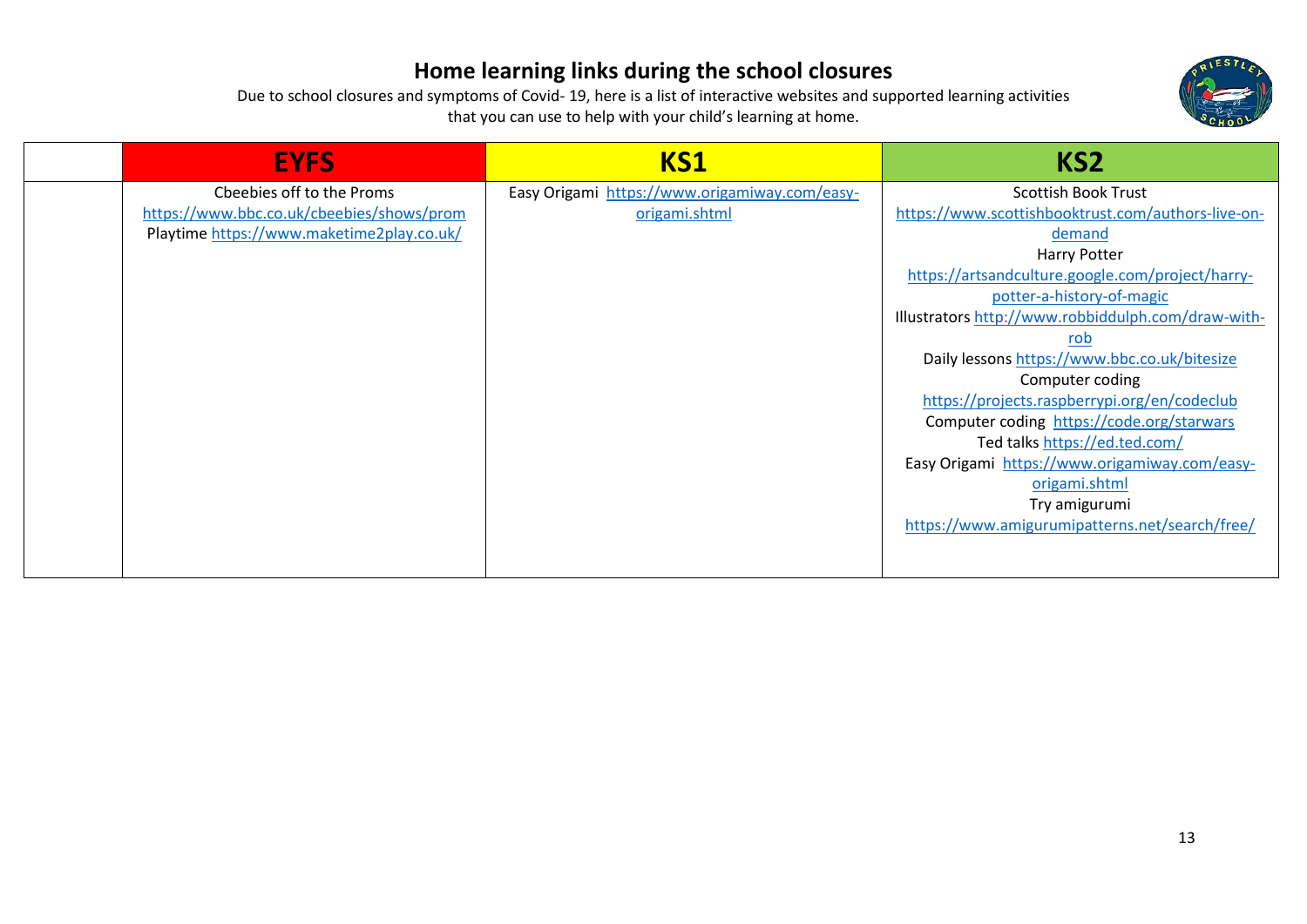# Home learning links during the school closures

Due to school closures and symptoms of Covid- 19, here is a list of interactive websites and supported learning activities that you can use to help with your child's learning at home.

| | EYFS | KS1 | KS2 |
|---|---|---|---|
| | Cbeebies off to the Proms https://www.bbc.co.uk/cbeebies/shows/prom<br>Playtime https://www.maketime2play.co.uk/ | Easy Origami https://www.origamiway.com/easy-origami.shtml | Scottish Book Trust https://www.scottishbooktrust.com/authors-live-on-demand<br>Harry Potter https://artsandculture.google.com/project/harry-potter-a-history-of-magic<br>Illustrators http://www.robbiddulph.com/draw-with-rob<br>Daily lessons https://www.bbc.co.uk/bitesize<br>Computer coding https://projects.raspberrypi.org/en/codeclub<br>Computer coding https://code.org/starwars<br>Ted talks https://ed.ted.com/<br>Easy Origami https://www.origamiway.com/easy-origami.shtml<br>Try amigurumi https://www.amigurumipatterns.net/search/free/ |